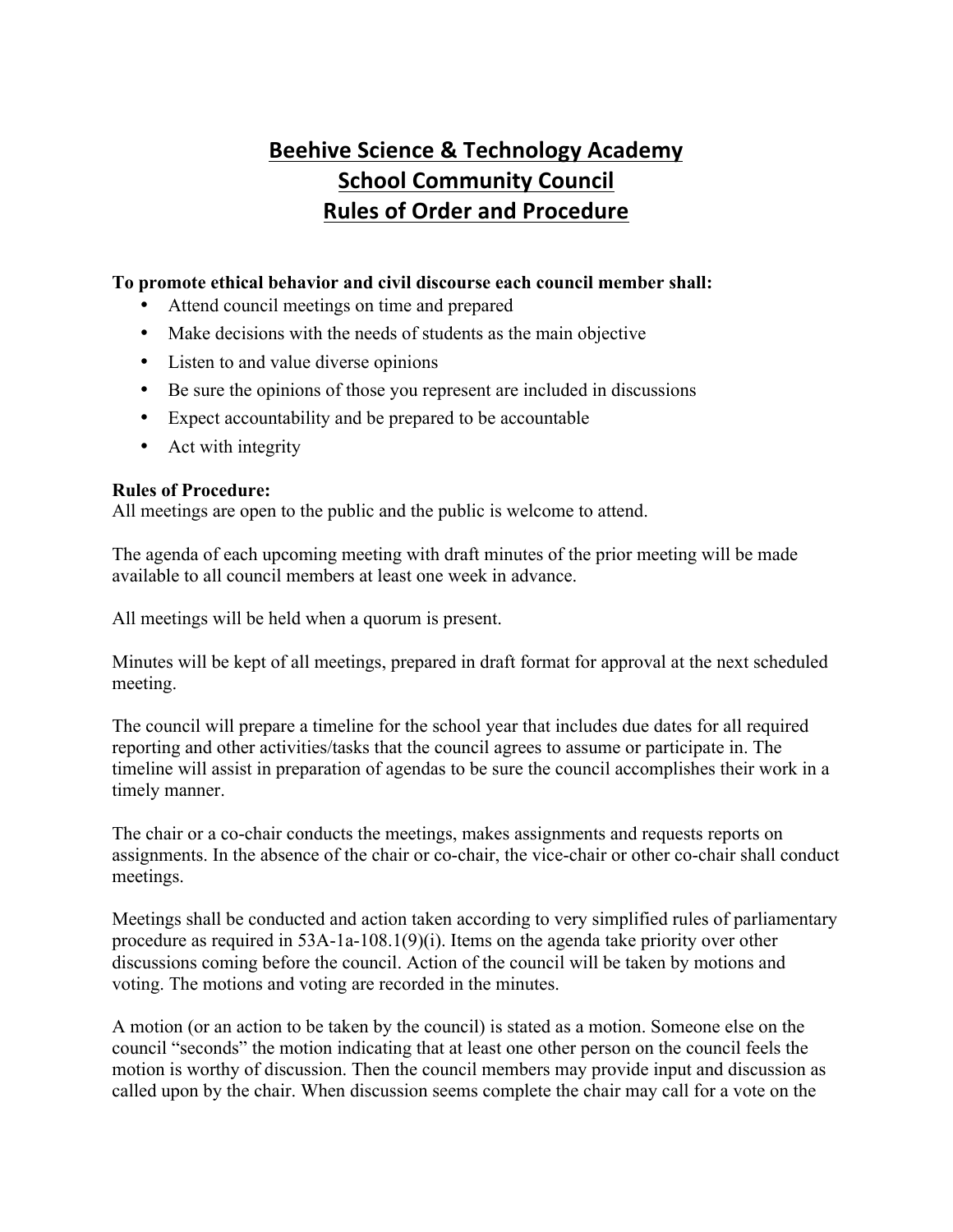# Beehive Science & Technology Academy
# School Community Council
# Rules of Order and Procedure

**To promote ethical behavior and civil discourse each council member shall:**

- Attend council meetings on time and prepared
- Make decisions with the needs of students as the main objective
- Listen to and value diverse opinions
- Be sure the opinions of those you represent are included in discussions
- Expect accountability and be prepared to be accountable
- Act with integrity

**Rules of Procedure:**

All meetings are open to the public and the public is welcome to attend.

The agenda of each upcoming meeting with draft minutes of the prior meeting will be made available to all council members at least one week in advance.

All meetings will be held when a quorum is present.

Minutes will be kept of all meetings, prepared in draft format for approval at the next scheduled meeting.

The council will prepare a timeline for the school year that includes due dates for all required reporting and other activities/tasks that the council agrees to assume or participate in. The timeline will assist in preparation of agendas to be sure the council accomplishes their work in a timely manner.

The chair or a co-chair conducts the meetings, makes assignments and requests reports on assignments. In the absence of the chair or co-chair, the vice-chair or other co-chair shall conduct meetings.

Meetings shall be conducted and action taken according to very simplified rules of parliamentary procedure as required in 53A-1a-108.1(9)(i). Items on the agenda take priority over other discussions coming before the council. Action of the council will be taken by motions and voting. The motions and voting are recorded in the minutes.

A motion (or an action to be taken by the council) is stated as a motion. Someone else on the council "seconds" the motion indicating that at least one other person on the council feels the motion is worthy of discussion. Then the council members may provide input and discussion as called upon by the chair. When discussion seems complete the chair may call for a vote on the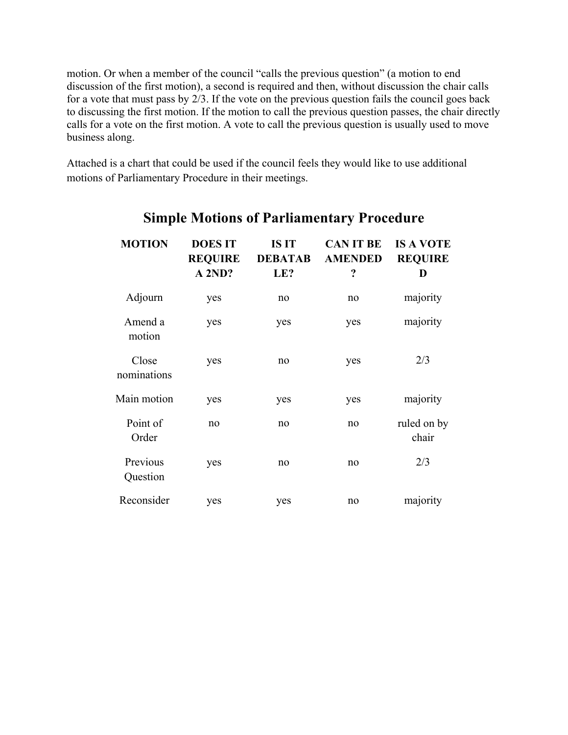motion. Or when a member of the council "calls the previous question" (a motion to end discussion of the first motion), a second is required and then, without discussion the chair calls for a vote that must pass by 2/3. If the vote on the previous question fails the council goes back to discussing the first motion. If the motion to call the previous question passes, the chair directly calls for a vote on the first motion. A vote to call the previous question is usually used to move business along.

Attached is a chart that could be used if the council feels they would like to use additional motions of Parliamentary Procedure in their meetings.

## Simple Motions of Parliamentary Procedure

| MOTION | DOES IT REQUIRE A 2ND? | IS IT DEBATABLE? | CAN IT BE AMENDED? | IS A VOTE REQUIRED |
|---|---|---|---|---|
| Adjourn | yes | no | no | majority |
| Amend a motion | yes | yes | yes | majority |
| Close nominations | yes | no | yes | 2/3 |
| Main motion | yes | yes | yes | majority |
| Point of Order | no | no | no | ruled on by chair |
| Previous Question | yes | no | no | 2/3 |
| Reconsider | yes | yes | no | majority |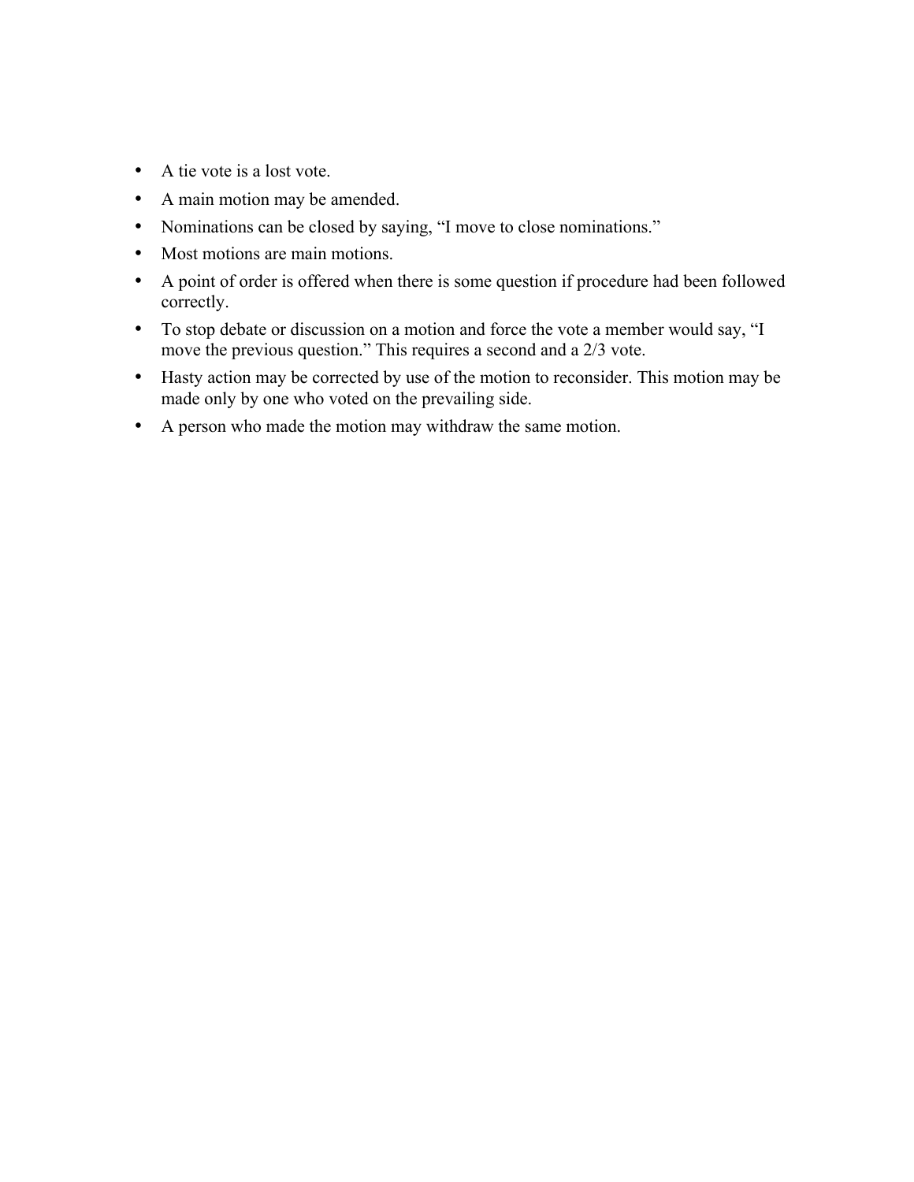- A tie vote is a lost vote.
- A main motion may be amended.
- Nominations can be closed by saying, "I move to close nominations."
- Most motions are main motions.
- A point of order is offered when there is some question if procedure had been followed correctly.
- To stop debate or discussion on a motion and force the vote a member would say, "I move the previous question." This requires a second and a 2/3 vote.
- Hasty action may be corrected by use of the motion to reconsider. This motion may be made only by one who voted on the prevailing side.
- A person who made the motion may withdraw the same motion.